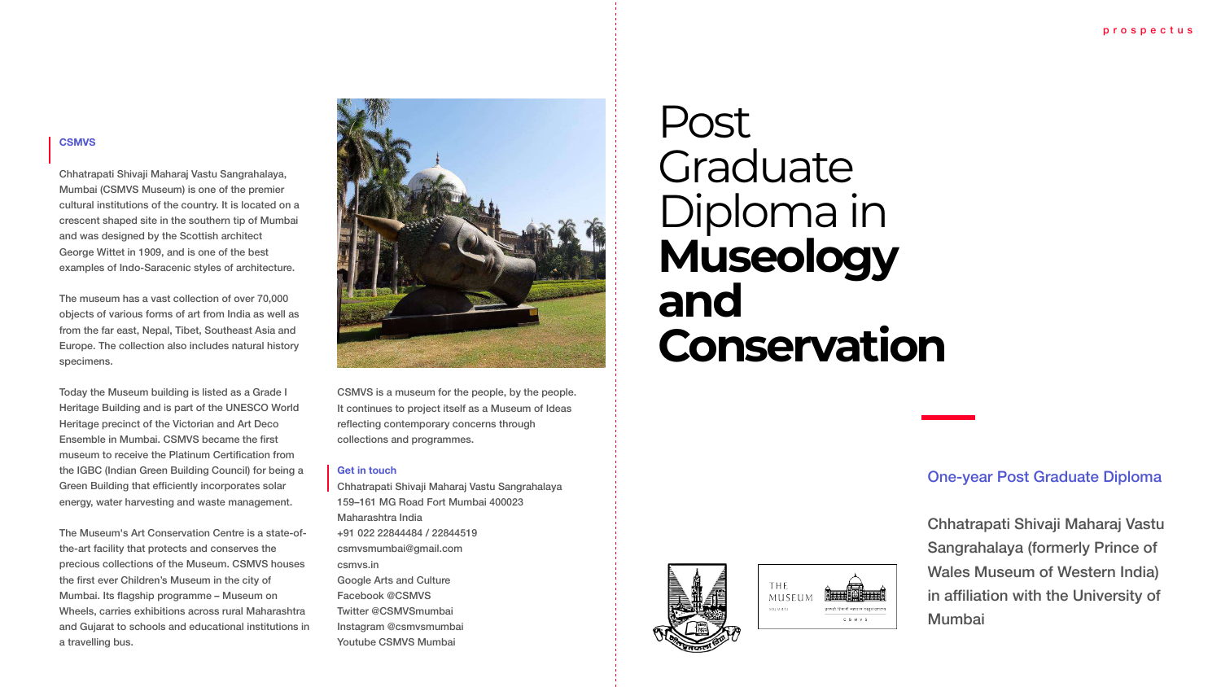# Post Graduate Diploma in **Museology and Conservation**

## One-year Post Graduate Diploma

Chhatrapati Shivaji Maharaj Vastu Sangrahalaya (formerly Prince of Wales Museum of Western India) in affiliation with the University of Mumbai

### CSMVS

Chhatrapati Shivaji Maharaj Vastu Sangrahalaya, Mumbai (CSMVS Museum) is one of the premier cultural institutions of the country. It is located on a crescent shaped site in the southern tip of Mumbai and was designed by the Scottish architect George Wittet in 1909, and is one of the best examples of Indo-Saracenic styles of architecture.

The museum has a vast collection of over 70,000 objects of various forms of art from India as well as from the far east, Nepal, Tibet, Southeast Asia and Europe. The collection also includes natural history specimens.

Today the Museum building is listed as a Grade I Heritage Building and is part of the UNESCO World Heritage precinct of the Victorian and Art Deco Ensemble in Mumbai. CSMVS became the first museum to receive the Platinum Certification from the IGBC (Indian Green Building Council) for being a Green Building that efficiently incorporates solar energy, water harvesting and waste management.

The Museum's Art Conservation Centre is a state-of-the-art facility that protects and conserves the precious collections of the Museum. CSMVS houses the first ever Children's Museum in the city of Mumbai. Its flagship programme – Museum on Wheels, carries exhibitions across rural Maharashtra and Gujarat to schools and educational institutions in a travelling bus.

CSMVS is a museum for the people, by the people. It continues to project itself as a Museum of Ideas reflecting contemporary concerns through collections and programmes.

### Get in touch

Chhatrapati Shivaji Maharaj Vastu Sangrahalaya
159–161 MG Road Fort Mumbai 400023
Maharashtra India
+91 022 22844484 / 22844519
csmvsmumbai@gmail.com
csmvs.in
Google Arts and Culture
Facebook @CSMVS
Twitter @CSMVSmumbai
Instagram @csmvsmumbai
Youtube CSMVS Mumbai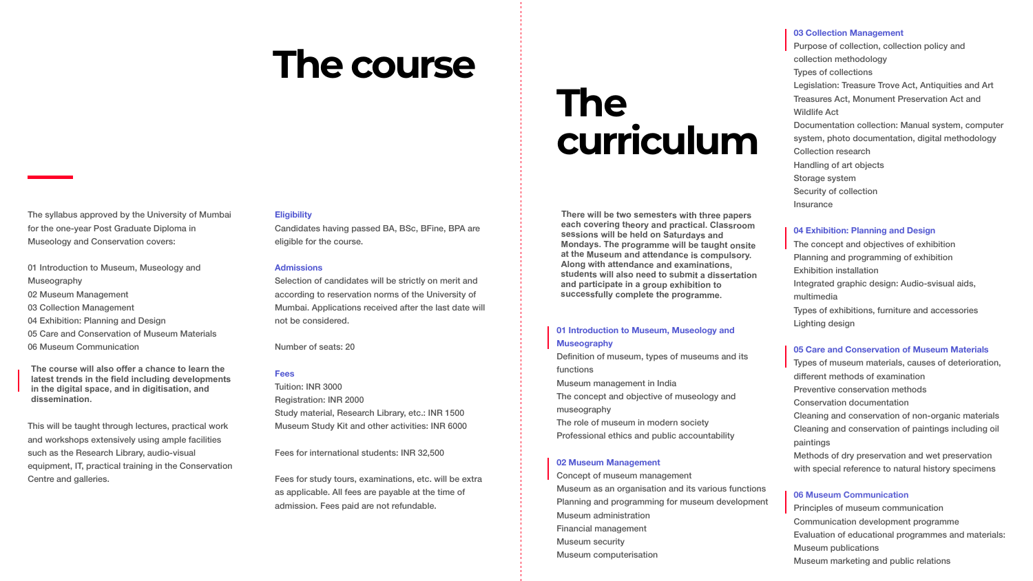# The course

The syllabus approved by the University of Mumbai for the one-year Post Graduate Diploma in Museology and Conservation covers:

01 Introduction to Museum, Museology and Museography
02 Museum Management
03 Collection Management
04 Exhibition: Planning and Design
05 Care and Conservation of Museum Materials
06 Museum Communication

**The course will also offer a chance to learn the latest trends in the field including developments in the digital space, and in digitisation, and dissemination.**

This will be taught through lectures, practical work and workshops extensively using ample facilities such as the Research Library, audio-visual equipment, IT, practical training in the Conservation Centre and galleries.

### Eligibility

Candidates having passed BA, BSc, BFine, BPA are eligible for the course.

### Admissions

Selection of candidates will be strictly on merit and according to reservation norms of the University of Mumbai. Applications received after the last date will not be considered.

Number of seats: 20

### Fees

Tuition: INR 3000
Registration: INR 2000
Study material, Research Library, etc.: INR 1500
Museum Study Kit and other activities: INR 6000

Fees for international students: INR 32,500

Fees for study tours, examinations, etc. will be extra as applicable. All fees are payable at the time of admission. Fees paid are not refundable.

# The curriculum

**There will be two semesters with three papers each covering theory and practical. Classroom sessions will be held on Saturdays and Mondays. The programme will be taught onsite at the Museum and attendance is compulsory. Along with attendance and examinations, students will also need to submit a dissertation and participate in a group exhibition to successfully complete the programme.**

### 01 Introduction to Museum, Museology and Museography

Definition of museum, types of museums and its functions
Museum management in India
The concept and objective of museology and museography
The role of museum in modern society
Professional ethics and public accountability

### 02 Museum Management

Concept of museum management
Museum as an organisation and its various functions
Planning and programming for museum development
Museum administration
Financial management
Museum security
Museum computerisation

### 03 Collection Management

Purpose of collection, collection policy and collection methodology
Types of collections
Legislation: Treasure Trove Act, Antiquities and Art Treasures Act, Monument Preservation Act and Wildlife Act
Documentation collection: Manual system, computer system, photo documentation, digital methodology
Collection research
Handling of art objects
Storage system
Security of collection
Insurance

### 04 Exhibition: Planning and Design

The concept and objectives of exhibition
Planning and programming of exhibition
Exhibition installation
Integrated graphic design: Audio-svisual aids, multimedia
Types of exhibitions, furniture and accessories
Lighting design

### 05 Care and Conservation of Museum Materials

Types of museum materials, causes of deterioration, different methods of examination
Preventive conservation methods
Conservation documentation
Cleaning and conservation of non-organic materials
Cleaning and conservation of paintings including oil paintings
Methods of dry preservation and wet preservation with special reference to natural history specimens

### 06 Museum Communication

Principles of museum communication
Communication development programme
Evaluation of educational programmes and materials: Museum publications
Museum marketing and public relations